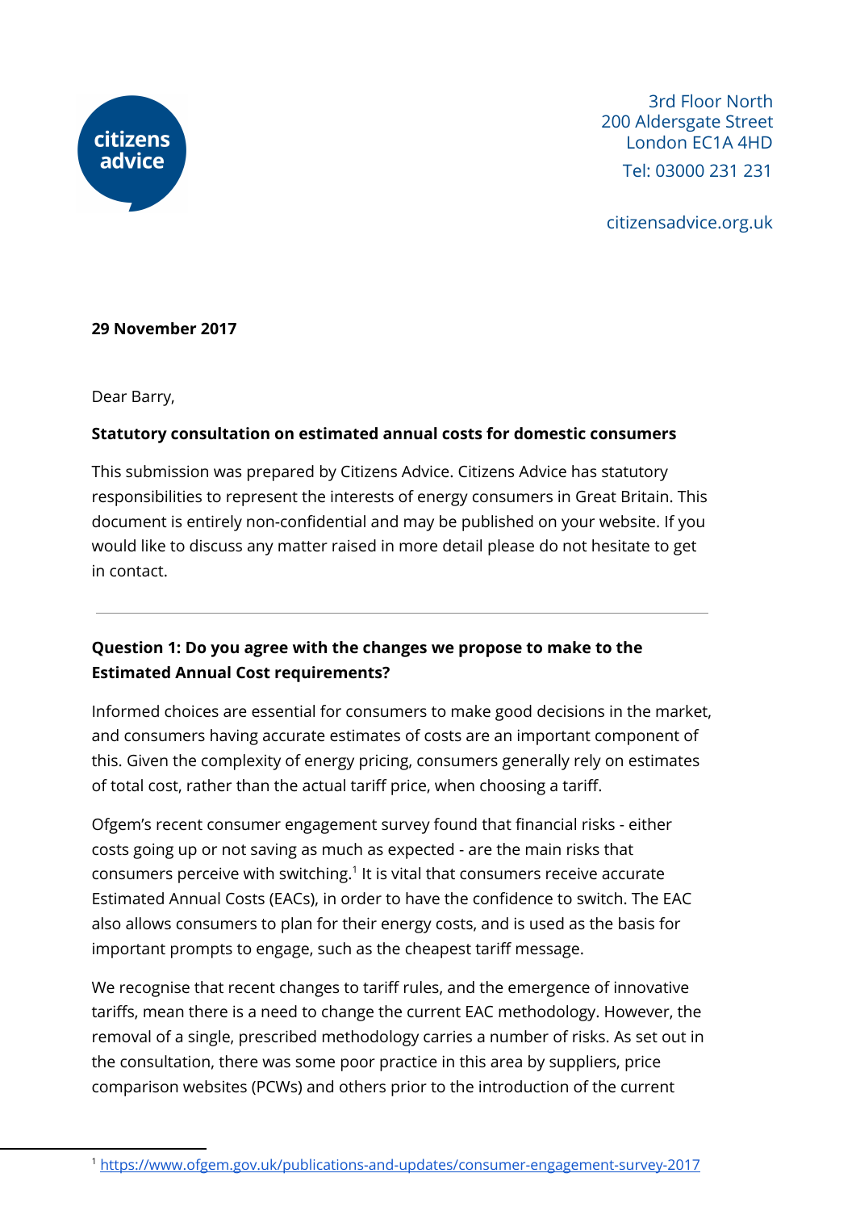citizens advice

3rd Floor North
200 Aldersgate Street
London EC1A 4HD
Tel: 03000 231 231

citizensadvice.org.uk

**29 November 2017**

Dear Barry,

**Statutory consultation on estimated annual costs for domestic consumers**

This submission was prepared by Citizens Advice. Citizens Advice has statutory responsibilities to represent the interests of energy consumers in Great Britain. This document is entirely non-confidential and may be published on your website. If you would like to discuss any matter raised in more detail please do not hesitate to get in contact.

---

**Question 1: Do you agree with the changes we propose to make to the Estimated Annual Cost requirements?**

Informed choices are essential for consumers to make good decisions in the market, and consumers having accurate estimates of costs are an important component of this. Given the complexity of energy pricing, consumers generally rely on estimates of total cost, rather than the actual tariff price, when choosing a tariff.

Ofgem's recent consumer engagement survey found that financial risks - either costs going up or not saving as much as expected - are the main risks that consumers perceive with switching.[1] It is vital that consumers receive accurate Estimated Annual Costs (EACs), in order to have the confidence to switch. The EAC also allows consumers to plan for their energy costs, and is used as the basis for important prompts to engage, such as the cheapest tariff message.

We recognise that recent changes to tariff rules, and the emergence of innovative tariffs, mean there is a need to change the current EAC methodology. However, the removal of a single, prescribed methodology carries a number of risks. As set out in the consultation, there was some poor practice in this area by suppliers, price comparison websites (PCWs) and others prior to the introduction of the current

---

[1] https://www.ofgem.gov.uk/publications-and-updates/consumer-engagement-survey-2017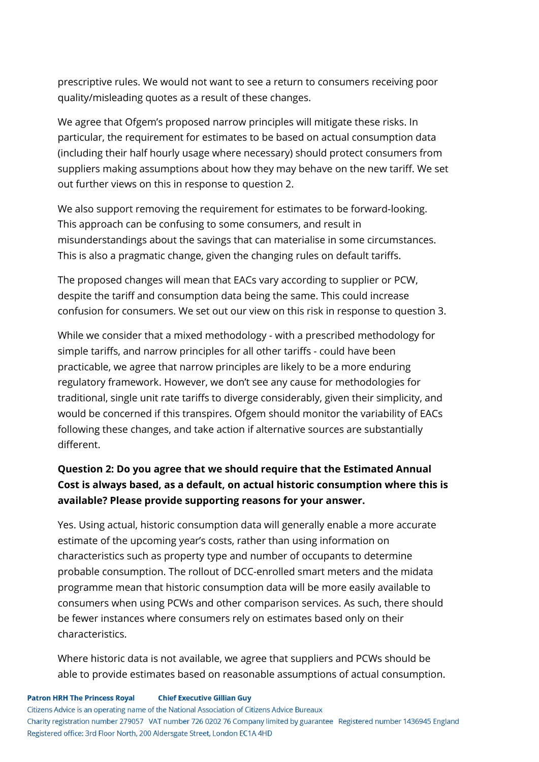prescriptive rules. We would not want to see a return to consumers receiving poor quality/misleading quotes as a result of these changes.

We agree that Ofgem's proposed narrow principles will mitigate these risks. In particular, the requirement for estimates to be based on actual consumption data (including their half hourly usage where necessary) should protect consumers from suppliers making assumptions about how they may behave on the new tariff. We set out further views on this in response to question 2.

We also support removing the requirement for estimates to be forward-looking. This approach can be confusing to some consumers, and result in misunderstandings about the savings that can materialise in some circumstances. This is also a pragmatic change, given the changing rules on default tariffs.

The proposed changes will mean that EACs vary according to supplier or PCW, despite the tariff and consumption data being the same. This could increase confusion for consumers. We set out our view on this risk in response to question 3.

While we consider that a mixed methodology - with a prescribed methodology for simple tariffs, and narrow principles for all other tariffs - could have been practicable, we agree that narrow principles are likely to be a more enduring regulatory framework. However, we don't see any cause for methodologies for traditional, single unit rate tariffs to diverge considerably, given their simplicity, and would be concerned if this transpires. Ofgem should monitor the variability of EACs following these changes, and take action if alternative sources are substantially different.

**Question 2: Do you agree that we should require that the Estimated Annual Cost is always based, as a default, on actual historic consumption where this is available? Please provide supporting reasons for your answer.**

Yes. Using actual, historic consumption data will generally enable a more accurate estimate of the upcoming year's costs, rather than using information on characteristics such as property type and number of occupants to determine probable consumption. The rollout of DCC-enrolled smart meters and the midata programme mean that historic consumption data will be more easily available to consumers when using PCWs and other comparison services. As such, there should be fewer instances where consumers rely on estimates based only on their characteristics.

Where historic data is not available, we agree that suppliers and PCWs should be able to provide estimates based on reasonable assumptions of actual consumption.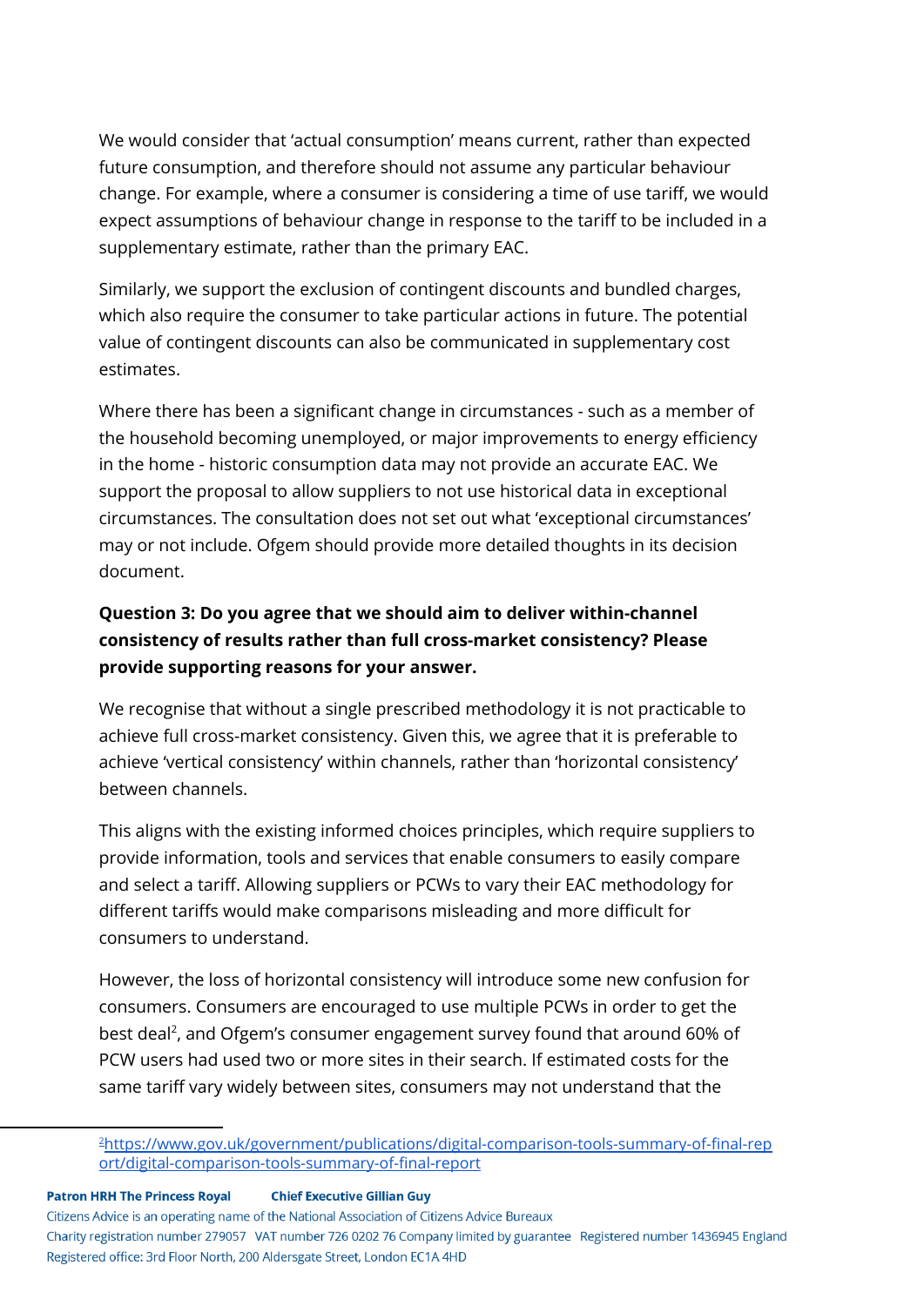We would consider that 'actual consumption' means current, rather than expected future consumption, and therefore should not assume any particular behaviour change. For example, where a consumer is considering a time of use tariff, we would expect assumptions of behaviour change in response to the tariff to be included in a supplementary estimate, rather than the primary EAC.

Similarly, we support the exclusion of contingent discounts and bundled charges, which also require the consumer to take particular actions in future. The potential value of contingent discounts can also be communicated in supplementary cost estimates.

Where there has been a significant change in circumstances - such as a member of the household becoming unemployed, or major improvements to energy efficiency in the home - historic consumption data may not provide an accurate EAC. We support the proposal to allow suppliers to not use historical data in exceptional circumstances. The consultation does not set out what 'exceptional circumstances' may or not include. Ofgem should provide more detailed thoughts in its decision document.

**Question 3: Do you agree that we should aim to deliver within-channel consistency of results rather than full cross-market consistency? Please provide supporting reasons for your answer.**

We recognise that without a single prescribed methodology it is not practicable to achieve full cross-market consistency. Given this, we agree that it is preferable to achieve 'vertical consistency' within channels, rather than 'horizontal consistency' between channels.

This aligns with the existing informed choices principles, which require suppliers to provide information, tools and services that enable consumers to easily compare and select a tariff. Allowing suppliers or PCWs to vary their EAC methodology for different tariffs would make comparisons misleading and more difficult for consumers to understand.

However, the loss of horizontal consistency will introduce some new confusion for consumers. Consumers are encouraged to use multiple PCWs in order to get the best deal[2], and Ofgem's consumer engagement survey found that around 60% of PCW users had used two or more sites in their search. If estimated costs for the same tariff vary widely between sites, consumers may not understand that the

[2] https://www.gov.uk/government/publications/digital-comparison-tools-summary-of-final-report/digital-comparison-tools-summary-of-final-report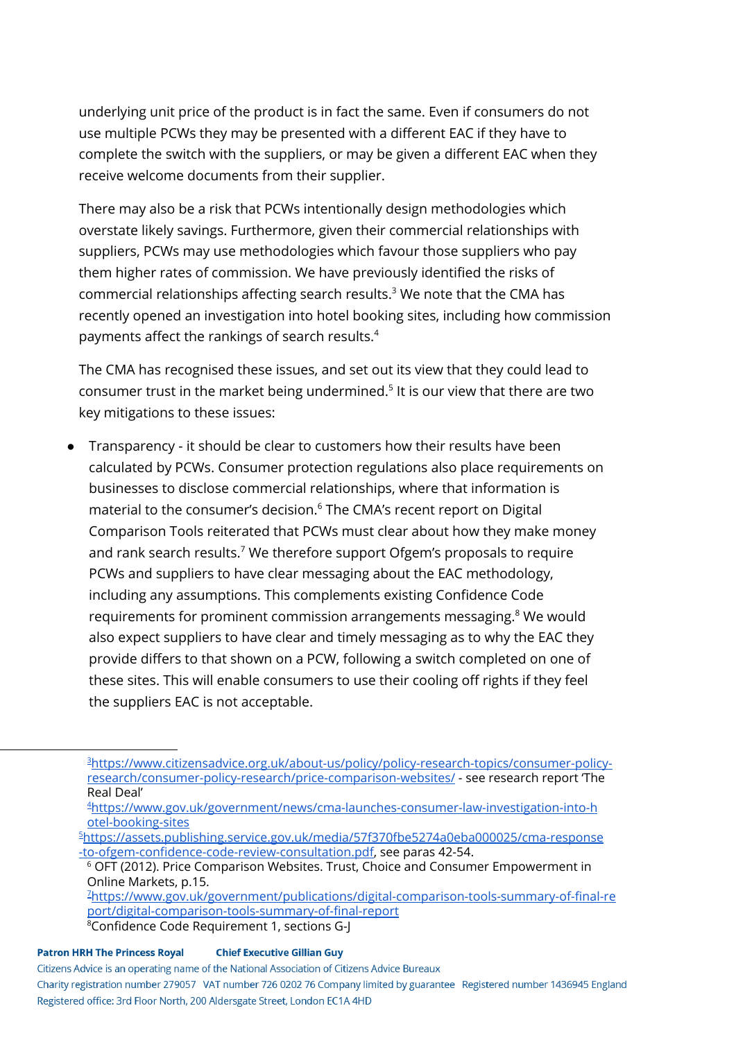underlying unit price of the product is in fact the same. Even if consumers do not use multiple PCWs they may be presented with a different EAC if they have to complete the switch with the suppliers, or may be given a different EAC when they receive welcome documents from their supplier.

There may also be a risk that PCWs intentionally design methodologies which overstate likely savings. Furthermore, given their commercial relationships with suppliers, PCWs may use methodologies which favour those suppliers who pay them higher rates of commission. We have previously identified the risks of commercial relationships affecting search results.[3] We note that the CMA has recently opened an investigation into hotel booking sites, including how commission payments affect the rankings of search results.[4]

The CMA has recognised these issues, and set out its view that they could lead to consumer trust in the market being undermined.[5] It is our view that there are two key mitigations to these issues:

- Transparency - it should be clear to customers how their results have been calculated by PCWs. Consumer protection regulations also place requirements on businesses to disclose commercial relationships, where that information is material to the consumer's decision.[6] The CMA's recent report on Digital Comparison Tools reiterated that PCWs must clear about how they make money and rank search results.[7] We therefore support Ofgem's proposals to require PCWs and suppliers to have clear messaging about the EAC methodology, including any assumptions. This complements existing Confidence Code requirements for prominent commission arrangements messaging.[8] We would also expect suppliers to have clear and timely messaging as to why the EAC they provide differs to that shown on a PCW, following a switch completed on one of these sites. This will enable consumers to use their cooling off rights if they feel the suppliers EAC is not acceptable.

---

[3] https://www.citizensadvice.org.uk/about-us/policy/policy-research-topics/consumer-policy-research/consumer-policy-research/price-comparison-websites/ - see research report 'The Real Deal'

[4] https://www.gov.uk/government/news/cma-launches-consumer-law-investigation-into-hotel-booking-sites

[5] https://assets.publishing.service.gov.uk/media/57f370fbe5274a0eba000025/cma-response-to-ofgem-confidence-code-review-consultation.pdf, see paras 42-54.

[6] OFT (2012). Price Comparison Websites. Trust, Choice and Consumer Empowerment in Online Markets, p.15.

[7] https://www.gov.uk/government/publications/digital-comparison-tools-summary-of-final-report/digital-comparison-tools-summary-of-final-report

[8] Confidence Code Requirement 1, sections G-J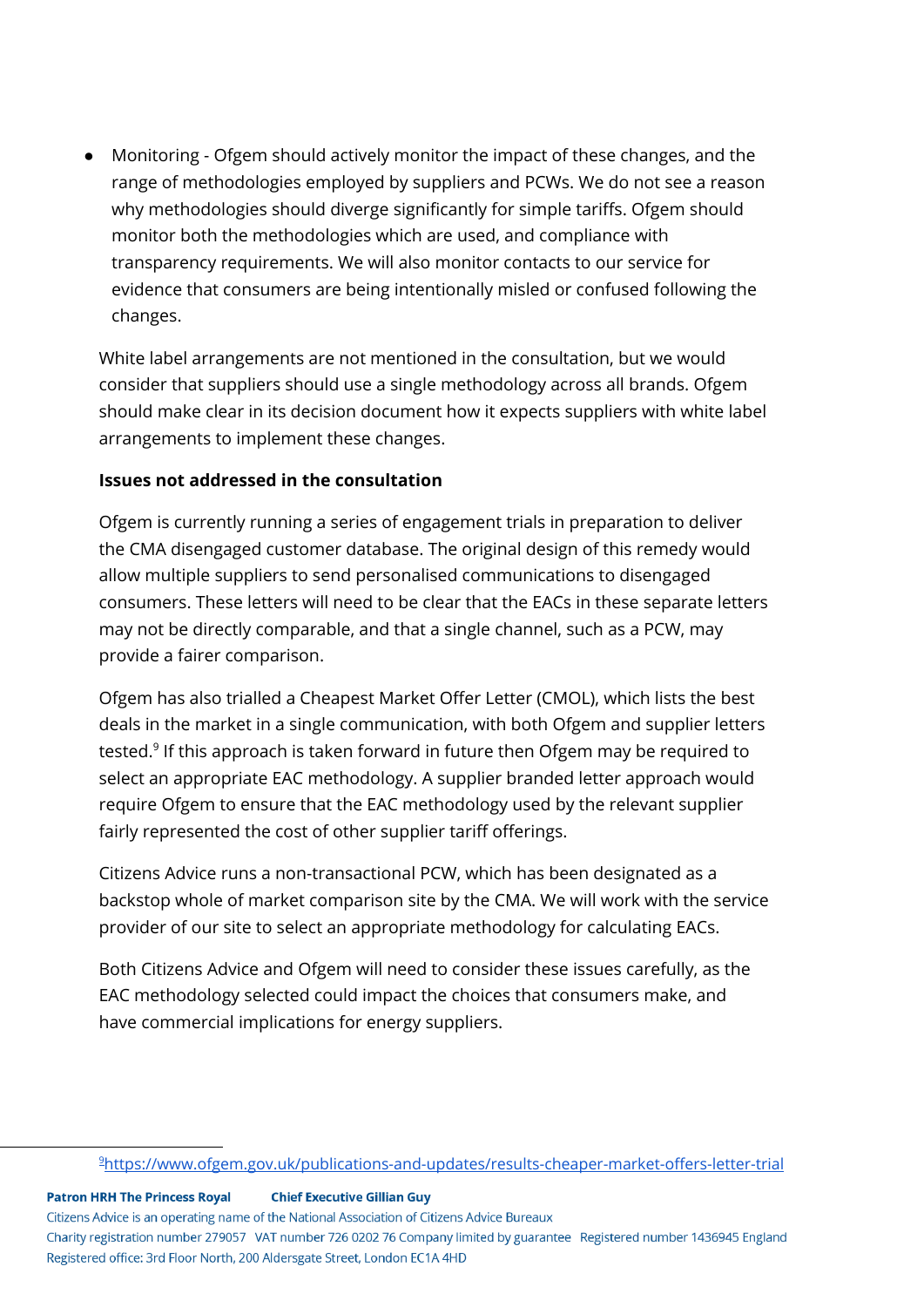- Monitoring - Ofgem should actively monitor the impact of these changes, and the range of methodologies employed by suppliers and PCWs. We do not see a reason why methodologies should diverge significantly for simple tariffs. Ofgem should monitor both the methodologies which are used, and compliance with transparency requirements. We will also monitor contacts to our service for evidence that consumers are being intentionally misled or confused following the changes.

White label arrangements are not mentioned in the consultation, but we would consider that suppliers should use a single methodology across all brands. Ofgem should make clear in its decision document how it expects suppliers with white label arrangements to implement these changes.

**Issues not addressed in the consultation**

Ofgem is currently running a series of engagement trials in preparation to deliver the CMA disengaged customer database. The original design of this remedy would allow multiple suppliers to send personalised communications to disengaged consumers. These letters will need to be clear that the EACs in these separate letters may not be directly comparable, and that a single channel, such as a PCW, may provide a fairer comparison.

Ofgem has also trialled a Cheapest Market Offer Letter (CMOL), which lists the best deals in the market in a single communication, with both Ofgem and supplier letters tested.[9] If this approach is taken forward in future then Ofgem may be required to select an appropriate EAC methodology. A supplier branded letter approach would require Ofgem to ensure that the EAC methodology used by the relevant supplier fairly represented the cost of other supplier tariff offerings.

Citizens Advice runs a non-transactional PCW, which has been designated as a backstop whole of market comparison site by the CMA. We will work with the service provider of our site to select an appropriate methodology for calculating EACs.

Both Citizens Advice and Ofgem will need to consider these issues carefully, as the EAC methodology selected could impact the choices that consumers make, and have commercial implications for energy suppliers.

---

[9] https://www.ofgem.gov.uk/publications-and-updates/results-cheaper-market-offers-letter-trial

**Patron HRH The Princess Royal** **Chief Executive Gillian Guy**
Citizens Advice is an operating name of the National Association of Citizens Advice Bureaux
Charity registration number 279057 VAT number 726 0202 76 Company limited by guarantee Registered number 1436945 England
Registered office: 3rd Floor North, 200 Aldersgate Street, London EC1A 4HD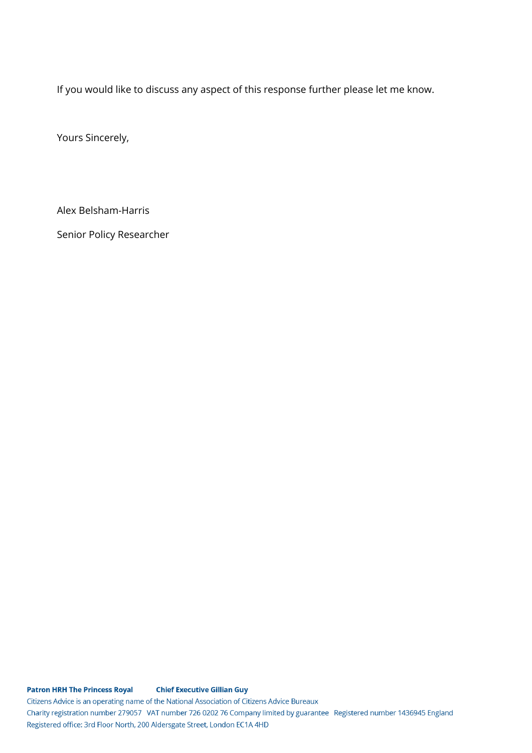If you would like to discuss any aspect of this response further please let me know.

Yours Sincerely,

Alex Belsham-Harris

Senior Policy Researcher

**Patron HRH The Princess Royal** **Chief Executive Gillian Guy**
Citizens Advice is an operating name of the National Association of Citizens Advice Bureaux
Charity registration number 279057 VAT number 726 0202 76 Company limited by guarantee Registered number 1436945 England
Registered office: 3rd Floor North, 200 Aldersgate Street, London EC1A 4HD